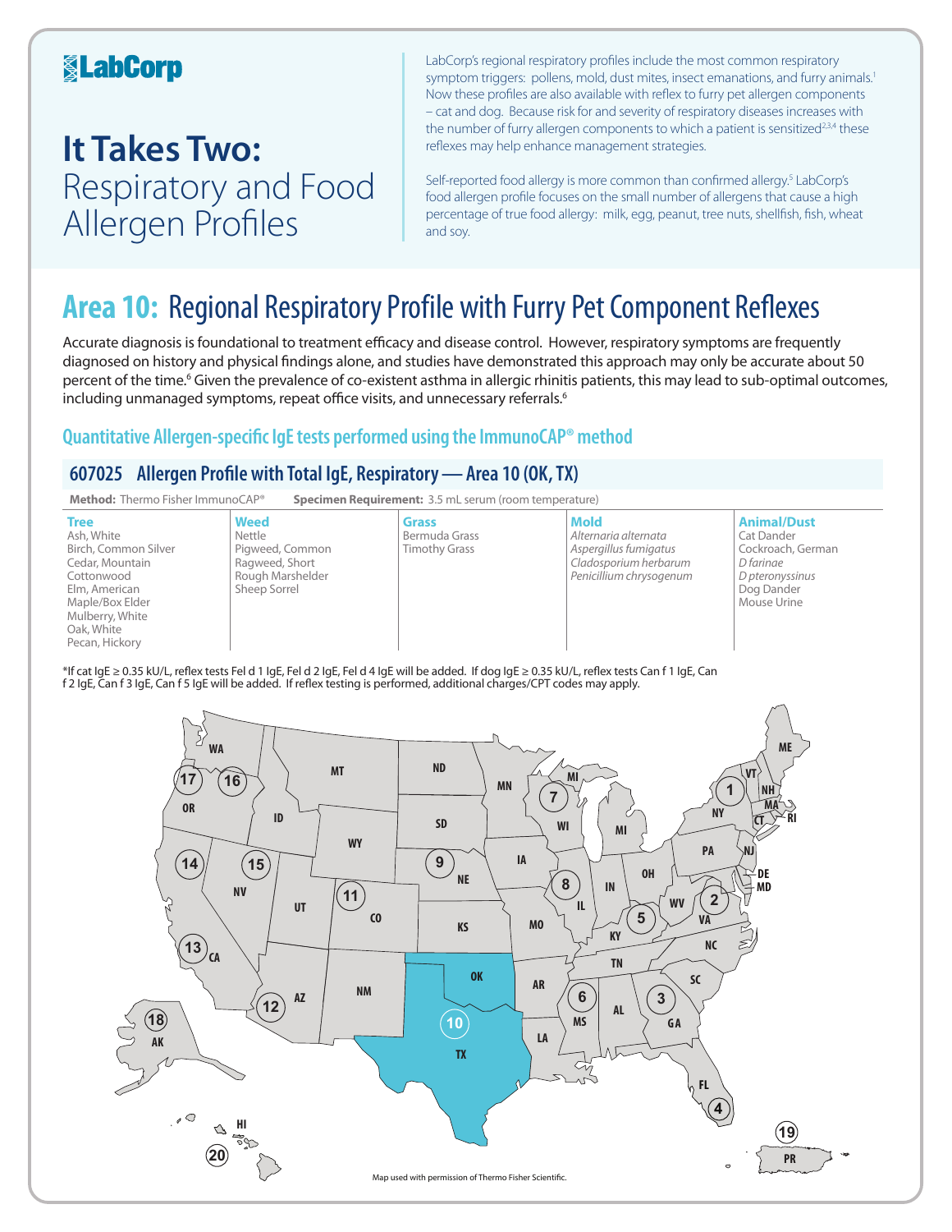# LabCorp

# It Takes Two: Respiratory and Food Allergen Profiles

LabCorp's regional respiratory profiles include the most common respiratory symptom triggers: pollens, mold, dust mites, insect emanations, and furry animals.[1] Now these profiles are also available with reflex to furry pet allergen components – cat and dog. Because risk for and severity of respiratory diseases increases with the number of furry allergen components to which a patient is sensitized[2,3,4] these reflexes may help enhance management strategies.

Self-reported food allergy is more common than confirmed allergy.[5] LabCorp's food allergen profile focuses on the small number of allergens that cause a high percentage of true food allergy: milk, egg, peanut, tree nuts, shellfish, fish, wheat and soy.

## Area 10: Regional Respiratory Profile with Furry Pet Component Reflexes

Accurate diagnosis is foundational to treatment efficacy and disease control. However, respiratory symptoms are frequently diagnosed on history and physical findings alone, and studies have demonstrated this approach may only be accurate about 50 percent of the time.[6] Given the prevalence of co-existent asthma in allergic rhinitis patients, this may lead to sub-optimal outcomes, including unmanaged symptoms, repeat office visits, and unnecessary referrals.[6]

### Quantitative Allergen-specific IgE tests performed using the ImmunoCAP® method

### 607025 Allergen Profile with Total IgE, Respiratory — Area 10 (OK, TX)

**Method:** Thermo Fisher ImmunoCAP® **Specimen Requirement:** 3.5 mL serum (room temperature)

| Tree | Weed | Grass | Mold | Animal/Dust |
|---|---|---|---|---|
| Ash, White | Nettle | Bermuda Grass | *Alternaria alternata* | Cat Dander |
| Birch, Common Silver | Pigweed, Common | Timothy Grass | *Aspergillus fumigatus* | Cockroach, German |
| Cedar, Mountain | Ragweed, Short | | *Cladosporium herbarum* | *D farinae* |
| Cottonwood | Rough Marshelder | | *Penicillium chrysogenum* | *D pteronyssinus* |
| Elm, American | Sheep Sorrel | | | Dog Dander |
| Maple/Box Elder | | | | Mouse Urine |
| Mulberry, White | | | | |
| Oak, White | | | | |
| Pecan, Hickory | | | | |

*If cat IgE ≥ 0.35 kU/L, reflex tests Fel d 1 IgE, Fel d 2 IgE, Fel d 4 IgE will be added. If dog IgE ≥ 0.35 kU/L, reflex tests Can f 1 IgE, Can f 2 IgE, Can f 3 IgE, Can f 5 IgE will be added. If reflex testing is performed, additional charges/CPT codes may apply.

Map used with permission of Thermo Fisher Scientific.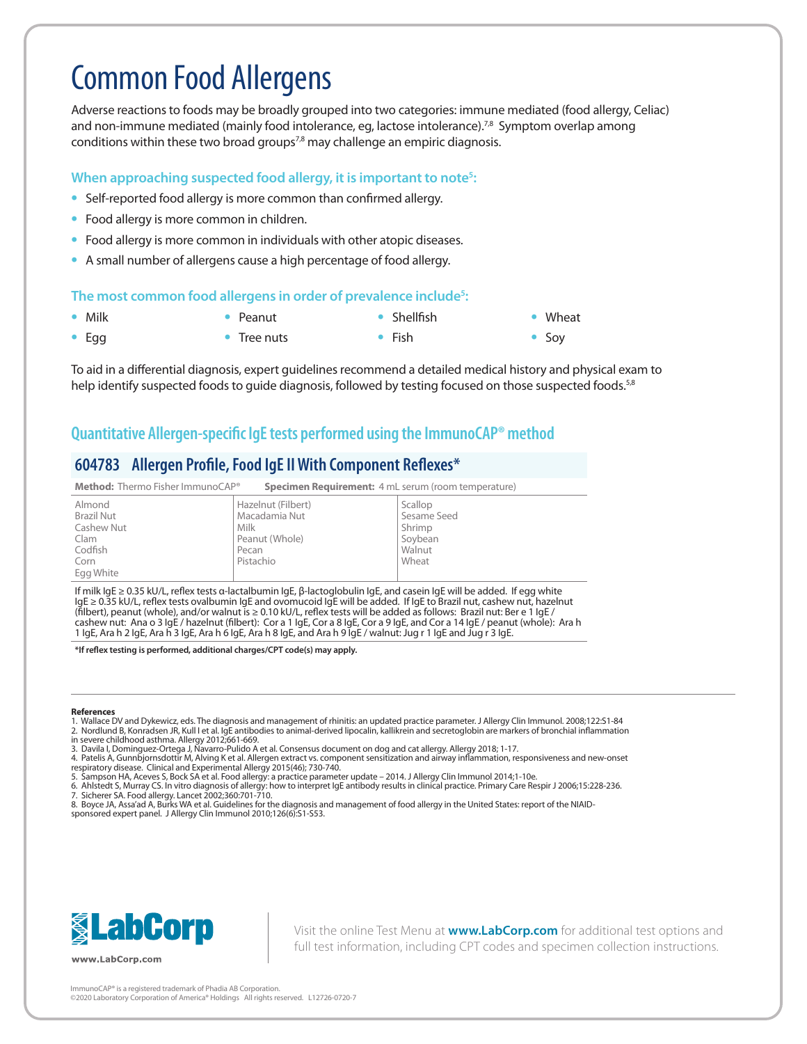# Common Food Allergens

Adverse reactions to foods may be broadly grouped into two categories: immune mediated (food allergy, Celiac) and non-immune mediated (mainly food intolerance, eg, lactose intolerance).[7,8] Symptom overlap among conditions within these two broad groups[7,8] may challenge an empiric diagnosis.

### When approaching suspected food allergy, it is important to note[5]:

- Self-reported food allergy is more common than confirmed allergy.
- Food allergy is more common in children.
- Food allergy is more common in individuals with other atopic diseases.
- A small number of allergens cause a high percentage of food allergy.

### The most common food allergens in order of prevalence include[5]:

- Milk
- Egg
- Peanut
- Tree nuts
- Shellfish
- Fish
- Wheat
- Soy

To aid in a differential diagnosis, expert guidelines recommend a detailed medical history and physical exam to help identify suspected foods to guide diagnosis, followed by testing focused on those suspected foods.[5,8]

## Quantitative Allergen-specific IgE tests performed using the ImmunoCAP® method

### 604783 Allergen Profile, Food IgE II With Component Reflexes*

**Method:** Thermo Fisher ImmunoCAP® **Specimen Requirement:** 4 mL serum (room temperature)

| | | |
|---|---|---|
| Almond | Hazelnut (Filbert) | Scallop |
| Brazil Nut | Macadamia Nut | Sesame Seed |
| Cashew Nut | Milk | Shrimp |
| Clam | Peanut (Whole) | Soybean |
| Codfish | Pecan | Walnut |
| Corn | Pistachio | Wheat |
| Egg White | | |

If milk IgE ≥ 0.35 kU/L, reflex tests α-lactalbumin IgE, β-lactoglobulin IgE, and casein IgE will be added. If egg white IgE ≥ 0.35 kU/L, reflex tests ovalbumin IgE and ovomucoid IgE will be added. If IgE to Brazil nut, cashew nut, hazelnut (filbert), peanut (whole), and/or walnut is ≥ 0.10 kU/L, reflex tests will be added as follows: Brazil nut: Ber e 1 IgE / cashew nut: Ana o 3 IgE / hazelnut (filbert): Cor a 1 IgE, Cor a 8 IgE, Cor a 9 IgE, and Cor a 14 IgE / peanut (whole): Ara h 1 IgE, Ara h 2 IgE, Ara h 3 IgE, Ara h 6 IgE, Ara h 8 IgE, and Ara h 9 IgE / walnut: Jug r 1 IgE and Jug r 3 IgE.

**\*If reflex testing is performed, additional charges/CPT code(s) may apply.**

**References**

1. Wallace DV and Dykewicz, eds. The diagnosis and management of rhinitis: an updated practice parameter. J Allergy Clin Immunol. 2008;122:S1-84
2. Nordlund B, Konradsen JR, Kull I et al. IgE antibodies to animal-derived lipocalin, kallikrein and secretoglobin are markers of bronchial inflammation in severe childhood asthma. Allergy 2012;661-669.
3. Davila I, Dominguez-Ortega J, Navarro-Pulido A et al. Consensus document on dog and cat allergy. Allergy 2018; 1-17.
4. Patelis A, Gunnbjornsdottir M, Alving K et al. Allergen extract vs. component sensitization and airway inflammation, responsiveness and new-onset respiratory disease. Clinical and Experimental Allergy 2015(46); 730-740.
5. Sampson HA, Aceves S, Bock SA et al. Food allergy: a practice parameter update – 2014. J Allergy Clin Immunol 2014;1-10e.
6. Ahlstedt S, Murray CS. In vitro diagnosis of allergy: how to interpret IgE antibody results in clinical practice. Primary Care Respir J 2006;15:228-236.
7. Sicherer SA. Food allergy. Lancet 2002;360:701-710.
8. Boyce JA, Assa'ad A, Burks WA et al. Guidelines for the diagnosis and management of food allergy in the United States: report of the NIAID-sponsored expert panel. J Allergy Clin Immunol 2010;126(6):S1-S53.

LabCorp

www.LabCorp.com

Visit the online Test Menu at **www.LabCorp.com** for additional test options and full test information, including CPT codes and specimen collection instructions.

ImmunoCAP® is a registered trademark of Phadia AB Corporation.
©2020 Laboratory Corporation of America® Holdings All rights reserved. L12726-0720-7